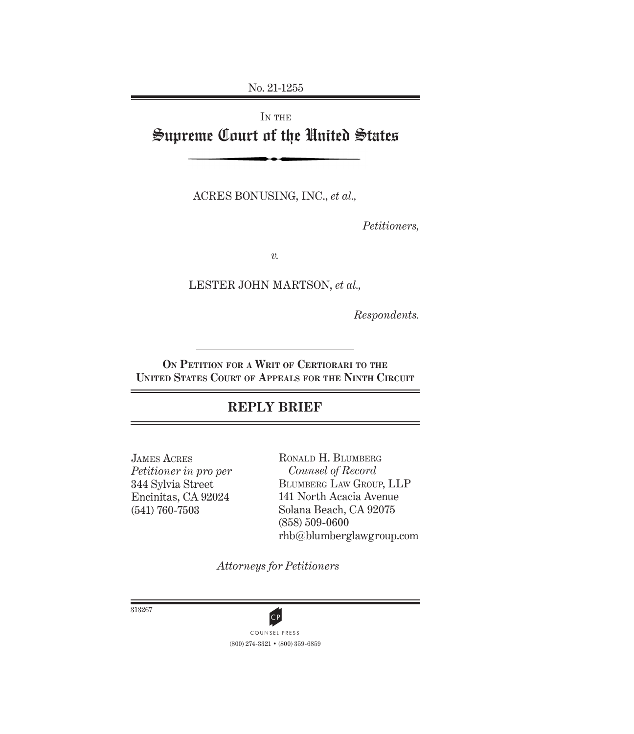No. 21-1255

IN THE

# Supreme Court of the United States

ACRES BONUSING, INC., *et al.*,

*Petitioners,*

*v.*

LESTER JOHN MARTSON, *et al.*,

*Respondents.*

**ON PETITION FOR A WRIT OF CERTIORARI TO THE UNITED STATES COURT OF APPEALS FOR THE NINTH CIRCUIT**

## REPLY BRIEF

JAMES ACRES
*Petitioner in pro per*
344 Sylvia Street
Encinitas, CA 92024
(541) 760-7503

RONALD H. BLUMBERG
*Counsel of Record*
BLUMBERG LAW GROUP, LLP
141 North Acacia Avenue
Solana Beach, CA 92075
(858) 509-0600
rhb@blumberglawgroup.com

*Attorneys for Petitioners*

313267

COUNSEL PRESS
(800) 274-3321 • (800) 359-6859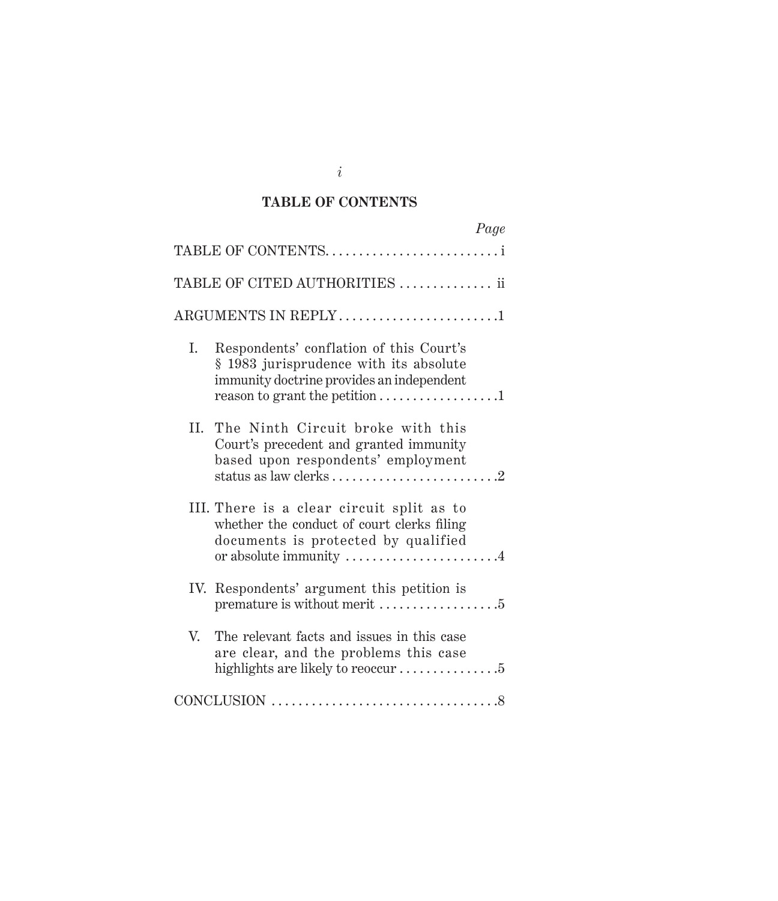## TABLE OF CONTENTS

| | *Page* |
|---|---|
| TABLE OF CONTENTS | i |
| TABLE OF CITED AUTHORITIES | ii |
| ARGUMENTS IN REPLY | 1 |
| I. Respondents' conflation of this Court's § 1983 jurisprudence with its absolute immunity doctrine provides an independent reason to grant the petition | 1 |
| II. The Ninth Circuit broke with this Court's precedent and granted immunity based upon respondents' employment status as law clerks | 2 |
| III. There is a clear circuit split as to whether the conduct of court clerks filing documents is protected by qualified or absolute immunity | 4 |
| IV. Respondents' argument this petition is premature is without merit | 5 |
| V. The relevant facts and issues in this case are clear, and the problems this case highlights are likely to reoccur | 5 |
| CONCLUSION | 8 |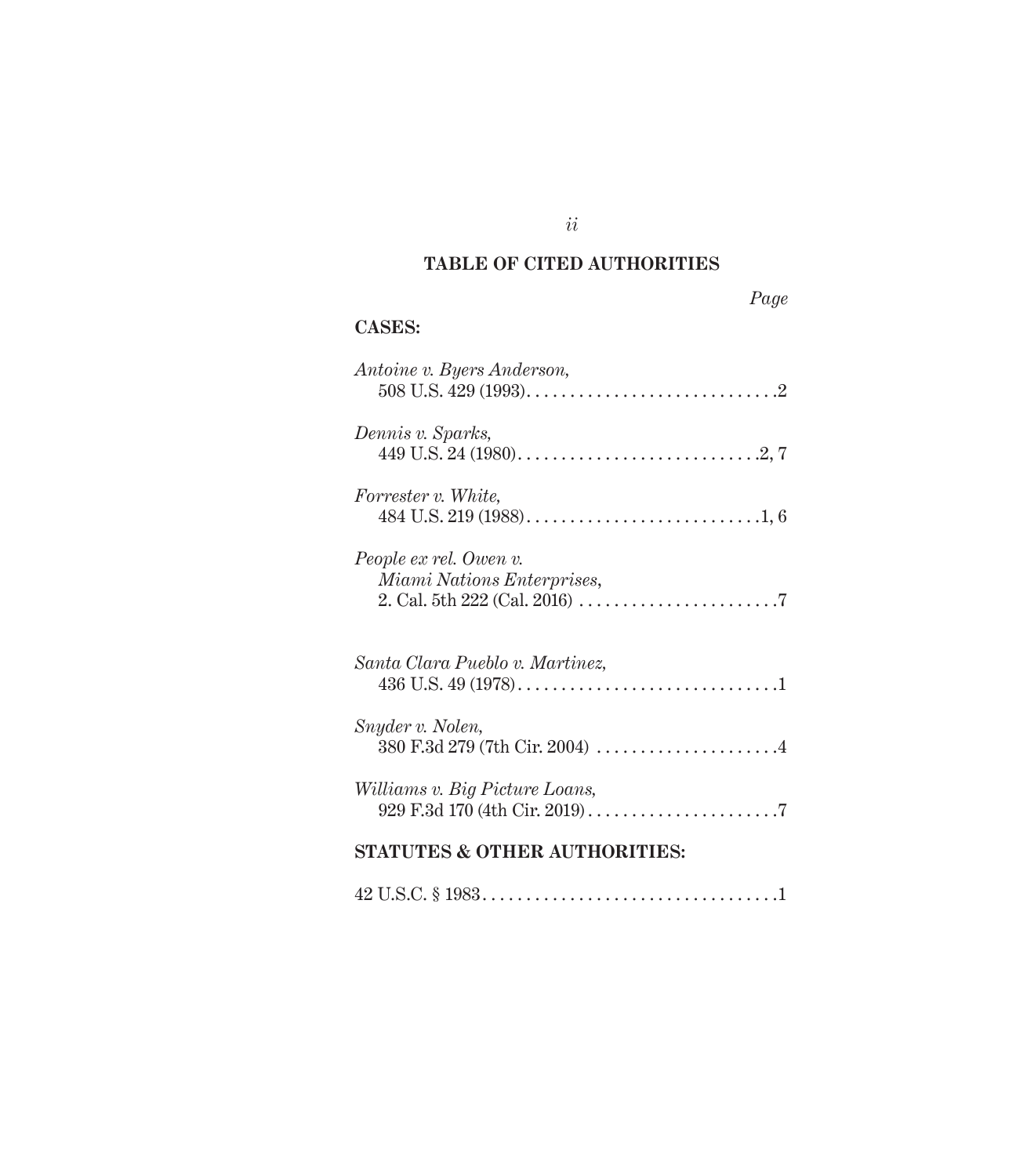## TABLE OF CITED AUTHORITIES

*Page*

**CASES:**

*Antoine v. Byers Anderson*,
508 U.S. 429 (1993). . . . . . . . . . . . . . . . . . . . . . . . . . . . . .2

*Dennis v. Sparks*,
449 U.S. 24 (1980). . . . . . . . . . . . . . . . . . . . . . . . . . . . .2, 7

*Forrester v. White*,
484 U.S. 219 (1988). . . . . . . . . . . . . . . . . . . . . . . . . . . .1, 6

*People ex rel. Owen v. Miami Nations Enterprises*,
2. Cal. 5th 222 (Cal. 2016) . . . . . . . . . . . . . . . . . . . . . . . .7

*Santa Clara Pueblo v. Martinez*,
436 U.S. 49 (1978). . . . . . . . . . . . . . . . . . . . . . . . . . . . . . .1

*Snyder v. Nolen*,
380 F.3d 279 (7th Cir. 2004) . . . . . . . . . . . . . . . . . . . . . .4

*Williams v. Big Picture Loans*,
929 F.3d 170 (4th Cir. 2019). . . . . . . . . . . . . . . . . . . . . . .7

**STATUTES & OTHER AUTHORITIES:**

42 U.S.C. § 1983. . . . . . . . . . . . . . . . . . . . . . . . . . . . . . . . . .1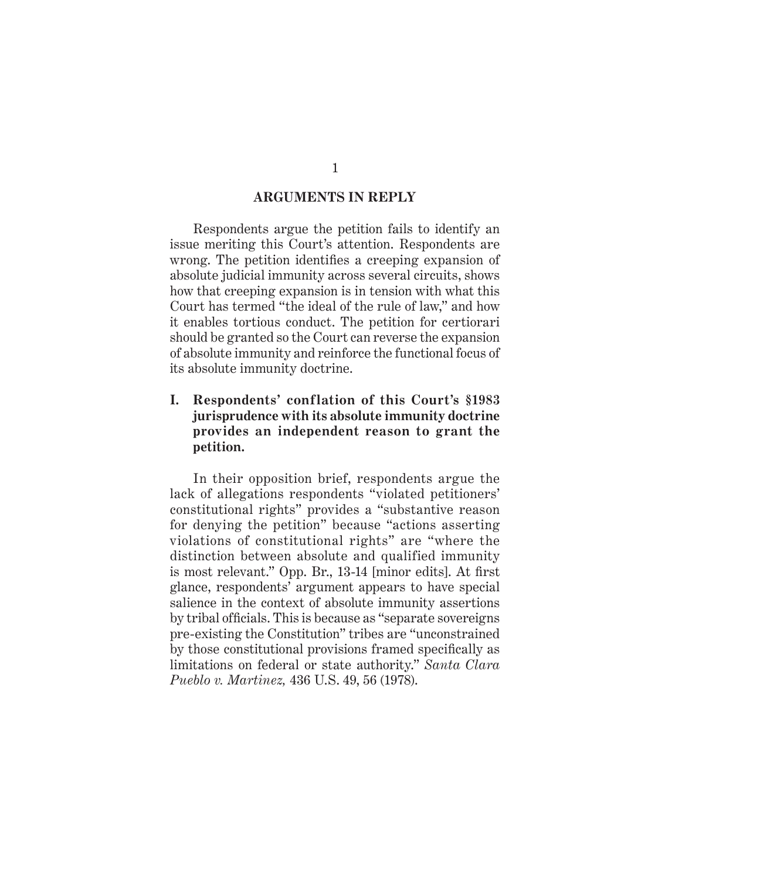## ARGUMENTS IN REPLY

Respondents argue the petition fails to identify an issue meriting this Court's attention. Respondents are wrong. The petition identifies a creeping expansion of absolute judicial immunity across several circuits, shows how that creeping expansion is in tension with what this Court has termed "the ideal of the rule of law," and how it enables tortious conduct. The petition for certiorari should be granted so the Court can reverse the expansion of absolute immunity and reinforce the functional focus of its absolute immunity doctrine.

### I. Respondents' conflation of this Court's §1983 jurisprudence with its absolute immunity doctrine provides an independent reason to grant the petition.

In their opposition brief, respondents argue the lack of allegations respondents "violated petitioners' constitutional rights" provides a "substantive reason for denying the petition" because "actions asserting violations of constitutional rights" are "where the distinction between absolute and qualified immunity is most relevant." Opp. Br., 13-14 [minor edits]. At first glance, respondents' argument appears to have special salience in the context of absolute immunity assertions by tribal officials. This is because as "separate sovereigns pre-existing the Constitution" tribes are "unconstrained by those constitutional provisions framed specifically as limitations on federal or state authority." *Santa Clara Pueblo v. Martinez,* 436 U.S. 49, 56 (1978).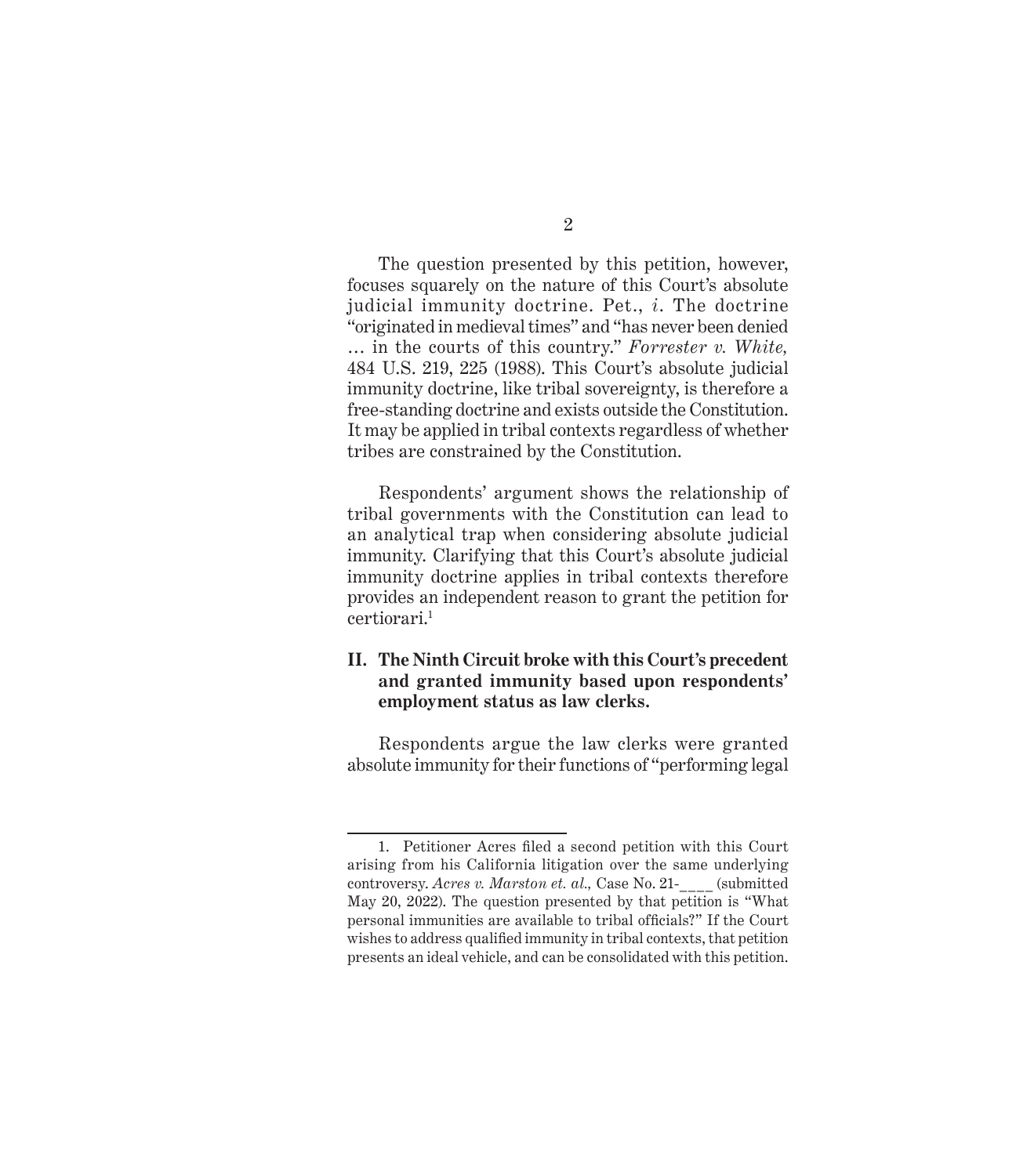The question presented by this petition, however, focuses squarely on the nature of this Court's absolute judicial immunity doctrine. Pet., *i*. The doctrine "originated in medieval times" and "has never been denied … in the courts of this country." *Forrester v. White,* 484 U.S. 219, 225 (1988). This Court's absolute judicial immunity doctrine, like tribal sovereignty, is therefore a free-standing doctrine and exists outside the Constitution. It may be applied in tribal contexts regardless of whether tribes are constrained by the Constitution.

Respondents' argument shows the relationship of tribal governments with the Constitution can lead to an analytical trap when considering absolute judicial immunity. Clarifying that this Court's absolute judicial immunity doctrine applies in tribal contexts therefore provides an independent reason to grant the petition for certiorari.[1]

## II. The Ninth Circuit broke with this Court's precedent and granted immunity based upon respondents' employment status as law clerks.

Respondents argue the law clerks were granted absolute immunity for their functions of "performing legal

---

1. Petitioner Acres filed a second petition with this Court arising from his California litigation over the same underlying controversy. *Acres v. Marston et. al.,* Case No. 21-____ (submitted May 20, 2022). The question presented by that petition is "What personal immunities are available to tribal officials?" If the Court wishes to address qualified immunity in tribal contexts, that petition presents an ideal vehicle, and can be consolidated with this petition.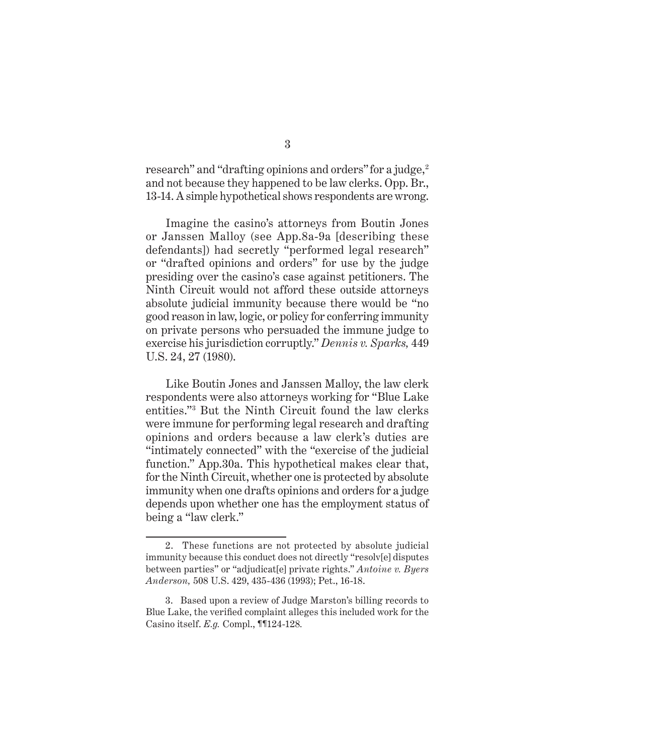research" and "drafting opinions and orders" for a judge,[2] and not because they happened to be law clerks. Opp. Br., 13-14. A simple hypothetical shows respondents are wrong.

Imagine the casino's attorneys from Boutin Jones or Janssen Malloy (see App.8a-9a [describing these defendants]) had secretly "performed legal research" or "drafted opinions and orders" for use by the judge presiding over the casino's case against petitioners. The Ninth Circuit would not afford these outside attorneys absolute judicial immunity because there would be "no good reason in law, logic, or policy for conferring immunity on private persons who persuaded the immune judge to exercise his jurisdiction corruptly." *Dennis v. Sparks,* 449 U.S. 24, 27 (1980).

Like Boutin Jones and Janssen Malloy, the law clerk respondents were also attorneys working for "Blue Lake entities."[3] But the Ninth Circuit found the law clerks were immune for performing legal research and drafting opinions and orders because a law clerk's duties are "intimately connected" with the "exercise of the judicial function." App.30a. This hypothetical makes clear that, for the Ninth Circuit, whether one is protected by absolute immunity when one drafts opinions and orders for a judge depends upon whether one has the employment status of being a "law clerk."

---

2. These functions are not protected by absolute judicial immunity because this conduct does not directly "resolv[e] disputes between parties" or "adjudicat[e] private rights." *Antoine v. Byers Anderson,* 508 U.S. 429, 435-436 (1993); Pet., 16-18.

3. Based upon a review of Judge Marston's billing records to Blue Lake, the verified complaint alleges this included work for the Casino itself. *E.g.* Compl., ¶¶124-128.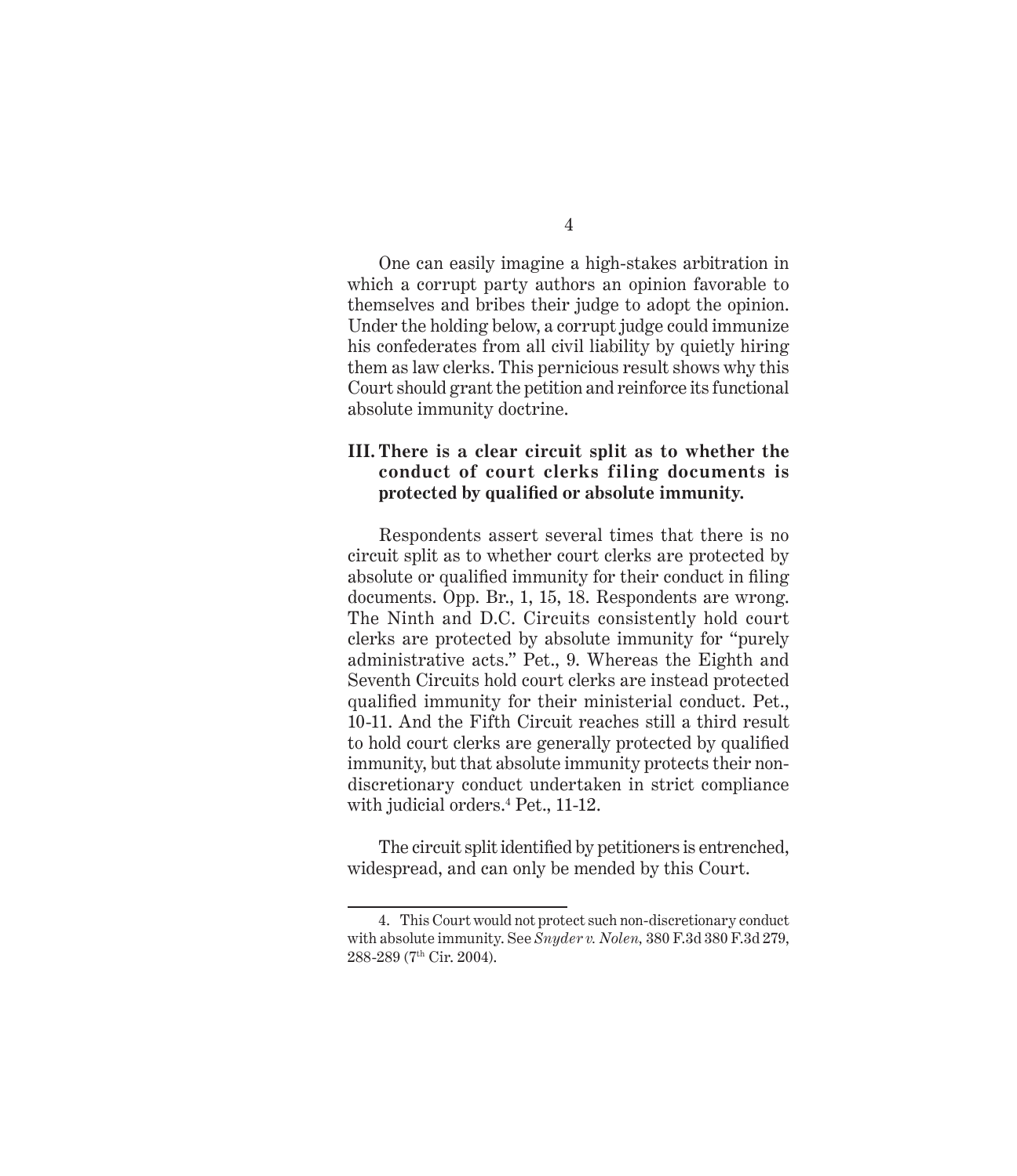One can easily imagine a high-stakes arbitration in which a corrupt party authors an opinion favorable to themselves and bribes their judge to adopt the opinion. Under the holding below, a corrupt judge could immunize his confederates from all civil liability by quietly hiring them as law clerks. This pernicious result shows why this Court should grant the petition and reinforce its functional absolute immunity doctrine.

### III. There is a clear circuit split as to whether the conduct of court clerks filing documents is protected by qualified or absolute immunity.

Respondents assert several times that there is no circuit split as to whether court clerks are protected by absolute or qualified immunity for their conduct in filing documents. Opp. Br., 1, 15, 18. Respondents are wrong. The Ninth and D.C. Circuits consistently hold court clerks are protected by absolute immunity for "purely administrative acts." Pet., 9. Whereas the Eighth and Seventh Circuits hold court clerks are instead protected qualified immunity for their ministerial conduct. Pet., 10-11. And the Fifth Circuit reaches still a third result to hold court clerks are generally protected by qualified immunity, but that absolute immunity protects their non-discretionary conduct undertaken in strict compliance with judicial orders.[4] Pet., 11-12.

The circuit split identified by petitioners is entrenched, widespread, and can only be mended by this Court.

---

4. This Court would not protect such non-discretionary conduct with absolute immunity. See *Snyder v. Nolen*, 380 F.3d 380 F.3d 279, 288-289 (7th Cir. 2004).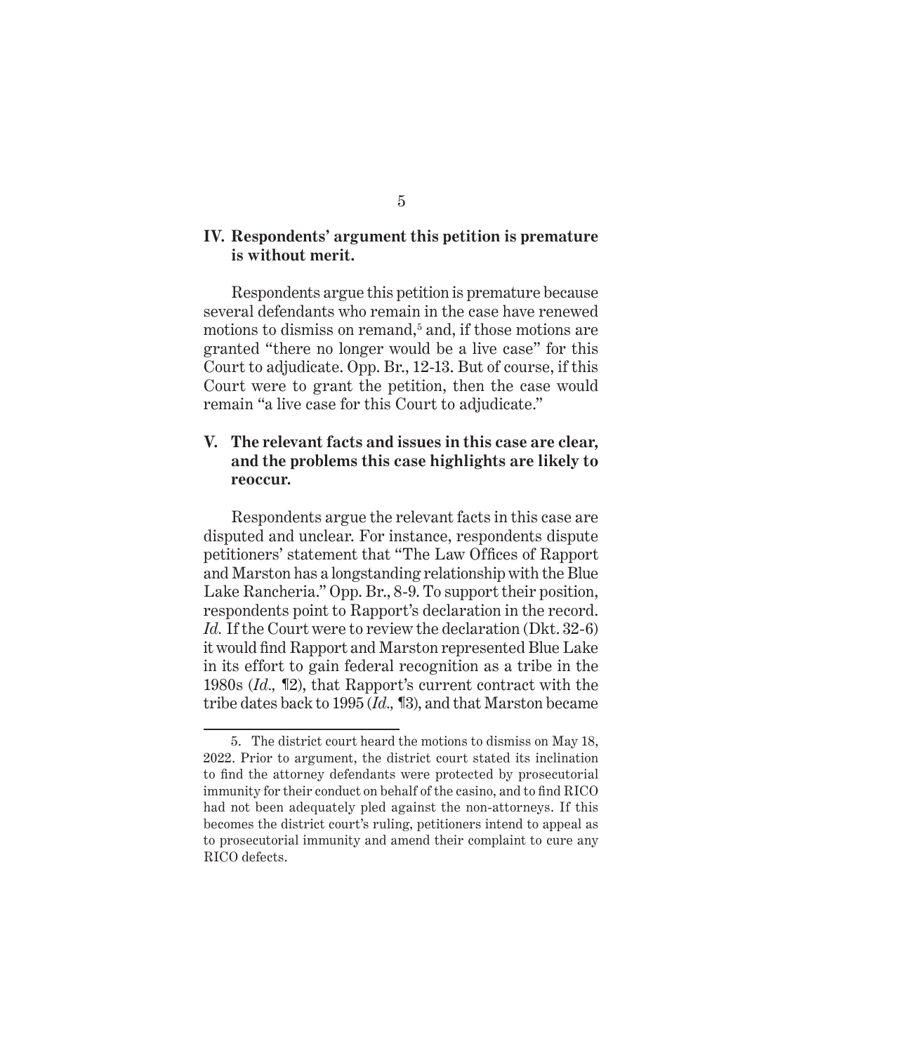### IV. Respondents' argument this petition is premature is without merit.

Respondents argue this petition is premature because several defendants who remain in the case have renewed motions to dismiss on remand,[5] and, if those motions are granted "there no longer would be a live case" for this Court to adjudicate. Opp. Br., 12-13. But of course, if this Court were to grant the petition, then the case would remain "a live case for this Court to adjudicate."

### V. The relevant facts and issues in this case are clear, and the problems this case highlights are likely to reoccur.

Respondents argue the relevant facts in this case are disputed and unclear. For instance, respondents dispute petitioners' statement that "The Law Offices of Rapport and Marston has a longstanding relationship with the Blue Lake Rancheria." Opp. Br., 8-9. To support their position, respondents point to Rapport's declaration in the record. *Id.* If the Court were to review the declaration (Dkt. 32-6) it would find Rapport and Marston represented Blue Lake in its effort to gain federal recognition as a tribe in the 1980s (*Id.,* ¶2), that Rapport's current contract with the tribe dates back to 1995 (*Id.,* ¶3), and that Marston became

---

5. The district court heard the motions to dismiss on May 18, 2022. Prior to argument, the district court stated its inclination to find the attorney defendants were protected by prosecutorial immunity for their conduct on behalf of the casino, and to find RICO had not been adequately pled against the non-attorneys. If this becomes the district court's ruling, petitioners intend to appeal as to prosecutorial immunity and amend their complaint to cure any RICO defects.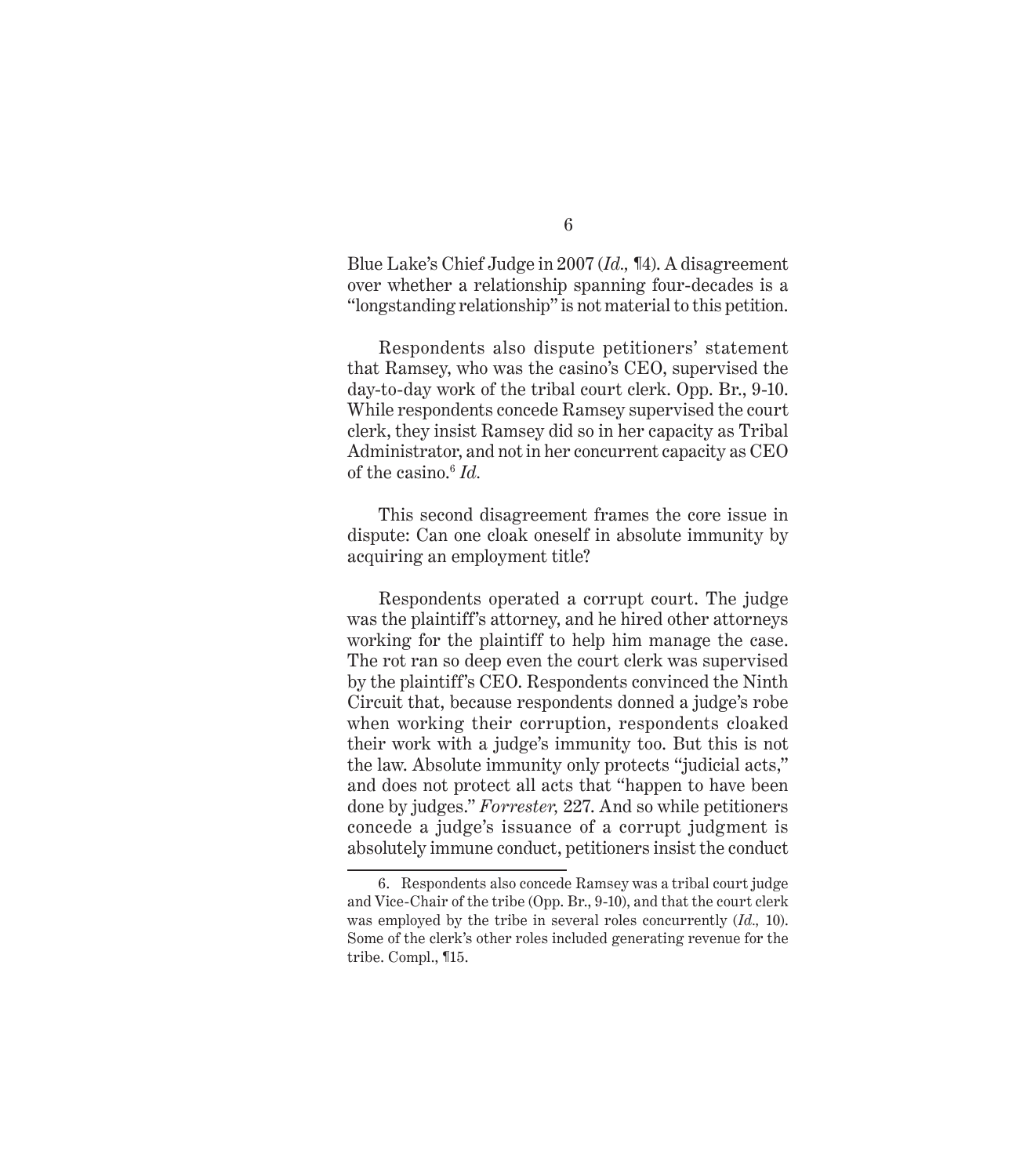Blue Lake's Chief Judge in 2007 (*Id.,* ¶4). A disagreement over whether a relationship spanning four-decades is a "longstanding relationship" is not material to this petition.

Respondents also dispute petitioners' statement that Ramsey, who was the casino's CEO, supervised the day-to-day work of the tribal court clerk. Opp. Br., 9-10. While respondents concede Ramsey supervised the court clerk, they insist Ramsey did so in her capacity as Tribal Administrator, and not in her concurrent capacity as CEO of the casino.[6] *Id.*

This second disagreement frames the core issue in dispute: Can one cloak oneself in absolute immunity by acquiring an employment title?

Respondents operated a corrupt court. The judge was the plaintiff's attorney, and he hired other attorneys working for the plaintiff to help him manage the case. The rot ran so deep even the court clerk was supervised by the plaintiff's CEO. Respondents convinced the Ninth Circuit that, because respondents donned a judge's robe when working their corruption, respondents cloaked their work with a judge's immunity too. But this is not the law. Absolute immunity only protects "judicial acts," and does not protect all acts that "happen to have been done by judges." *Forrester,* 227. And so while petitioners concede a judge's issuance of a corrupt judgment is absolutely immune conduct, petitioners insist the conduct

---

6. Respondents also concede Ramsey was a tribal court judge and Vice-Chair of the tribe (Opp. Br., 9-10), and that the court clerk was employed by the tribe in several roles concurrently (*Id.,* 10). Some of the clerk's other roles included generating revenue for the tribe. Compl., ¶15.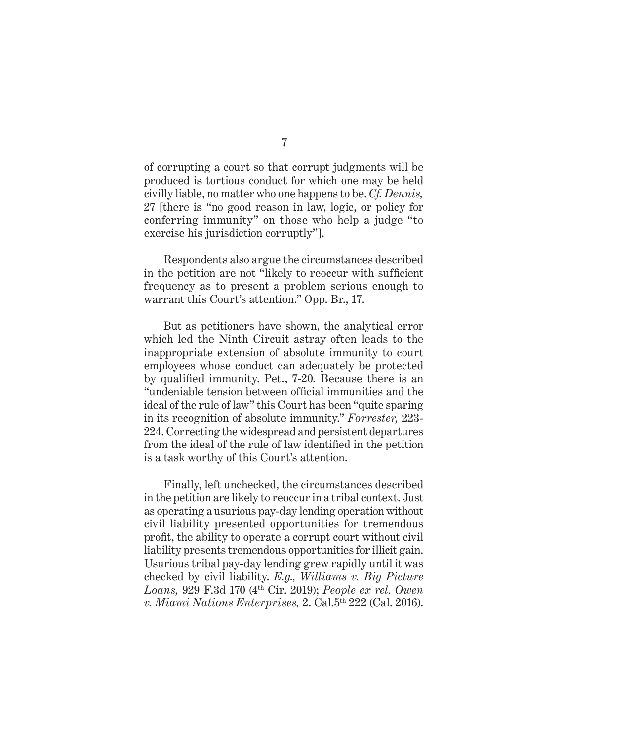of corrupting a court so that corrupt judgments will be produced is tortious conduct for which one may be held civilly liable, no matter who one happens to be. *Cf. Dennis,* 27 [there is "no good reason in law, logic, or policy for conferring immunity" on those who help a judge "to exercise his jurisdiction corruptly"].

Respondents also argue the circumstances described in the petition are not "likely to reoccur with sufficient frequency as to present a problem serious enough to warrant this Court's attention." Opp. Br., 17.

But as petitioners have shown, the analytical error which led the Ninth Circuit astray often leads to the inappropriate extension of absolute immunity to court employees whose conduct can adequately be protected by qualified immunity. Pet., 7-20. Because there is an "undeniable tension between official immunities and the ideal of the rule of law" this Court has been "quite sparing in its recognition of absolute immunity." *Forrester,* 223-224. Correcting the widespread and persistent departures from the ideal of the rule of law identified in the petition is a task worthy of this Court's attention.

Finally, left unchecked, the circumstances described in the petition are likely to reoccur in a tribal context. Just as operating a usurious pay-day lending operation without civil liability presented opportunities for tremendous profit, the ability to operate a corrupt court without civil liability presents tremendous opportunities for illicit gain. Usurious tribal pay-day lending grew rapidly until it was checked by civil liability. *E.g., Williams v. Big Picture Loans,* 929 F.3d 170 (4th Cir. 2019); *People ex rel. Owen v. Miami Nations Enterprises,* 2. Cal.5th 222 (Cal. 2016).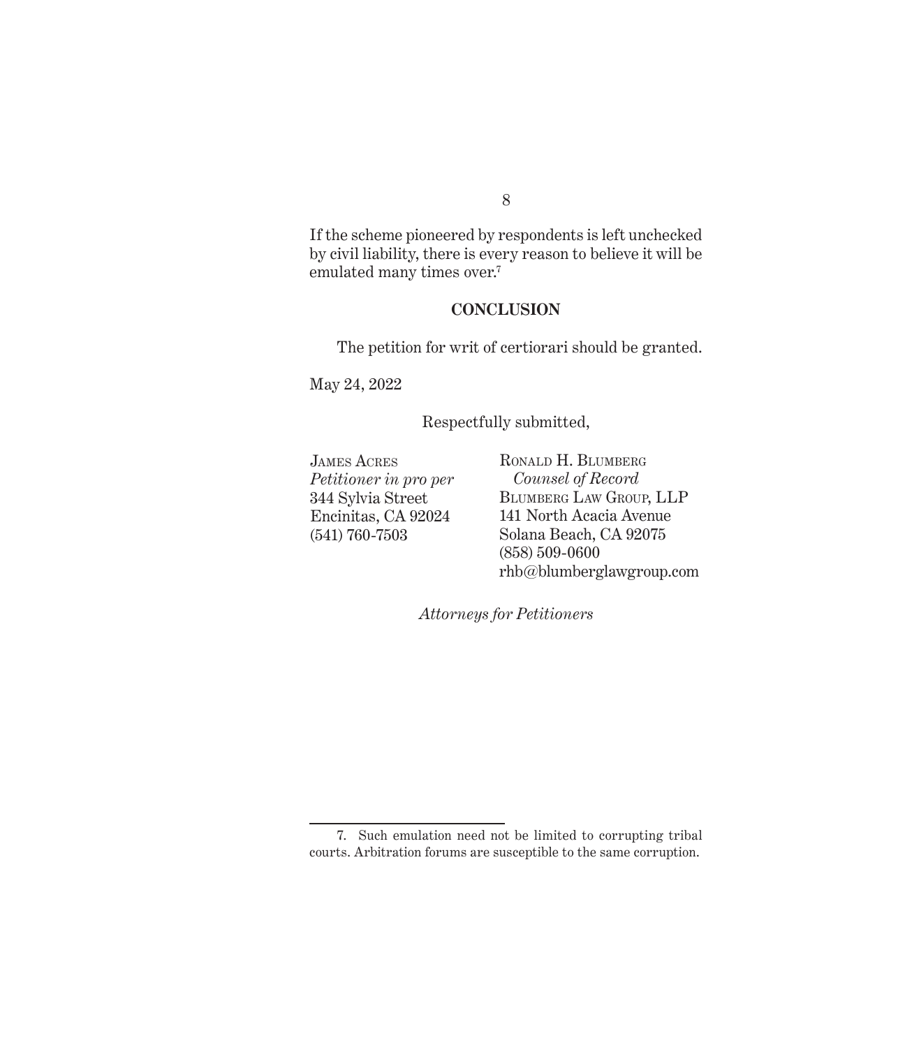If the scheme pioneered by respondents is left unchecked by civil liability, there is every reason to believe it will be emulated many times over.[7]

## CONCLUSION

The petition for writ of certiorari should be granted.

May 24, 2022

Respectfully submitted,

JAMES ACRES
*Petitioner in pro per*
344 Sylvia Street
Encinitas, CA 92024
(541) 760-7503

RONALD H. BLUMBERG
*Counsel of Record*
BLUMBERG LAW GROUP, LLP
141 North Acacia Avenue
Solana Beach, CA 92075
(858) 509-0600
rhb@blumberglawgroup.com

*Attorneys for Petitioners*

---

7. Such emulation need not be limited to corrupting tribal courts. Arbitration forums are susceptible to the same corruption.